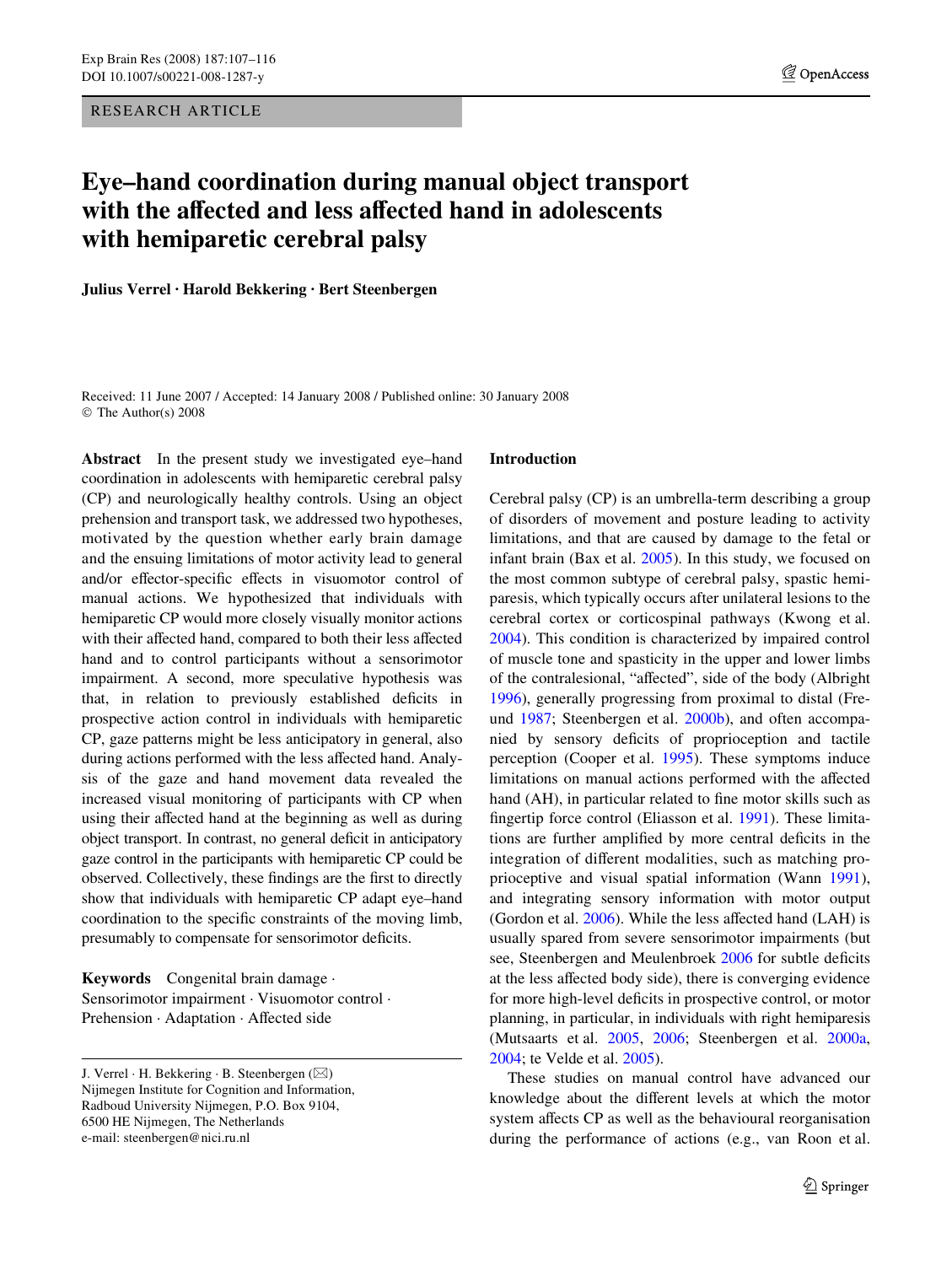RESEARCH ARTICLE

# Eye–hand coordination during manual object transport with the affected and less affected hand in adolescents with hemiparetic cerebral palsy

**Julius Verrel · Harold Bekkering · Bert Steenbergen**

Received: 11 June 2007 / Accepted: 14 January 2008 / Published online: 30 January 2008
© The Author(s) 2008

**Abstract** In the present study we investigated eye–hand coordination in adolescents with hemiparetic cerebral palsy (CP) and neurologically healthy controls. Using an object prehension and transport task, we addressed two hypotheses, motivated by the question whether early brain damage and the ensuing limitations of motor activity lead to general and/or effector-specific effects in visuomotor control of manual actions. We hypothesized that individuals with hemiparetic CP would more closely visually monitor actions with their affected hand, compared to both their less affected hand and to control participants without a sensorimotor impairment. A second, more speculative hypothesis was that, in relation to previously established deficits in prospective action control in individuals with hemiparetic CP, gaze patterns might be less anticipatory in general, also during actions performed with the less affected hand. Analysis of the gaze and hand movement data revealed the increased visual monitoring of participants with CP when using their affected hand at the beginning as well as during object transport. In contrast, no general deficit in anticipatory gaze control in the participants with hemiparetic CP could be observed. Collectively, these findings are the first to directly show that individuals with hemiparetic CP adapt eye–hand coordination to the specific constraints of the moving limb, presumably to compensate for sensorimotor deficits.

**Keywords** Congenital brain damage · Sensorimotor impairment · Visuomotor control · Prehension · Adaptation · Affected side

J. Verrel · H. Bekkering · B. Steenbergen (✉)
Nijmegen Institute for Cognition and Information, Radboud University Nijmegen, P.O. Box 9104, 6500 HE Nijmegen, The Netherlands
e-mail: steenbergen@nici.ru.nl

## Introduction

Cerebral palsy (CP) is an umbrella-term describing a group of disorders of movement and posture leading to activity limitations, and that are caused by damage to the fetal or infant brain (Bax et al. 2005). In this study, we focused on the most common subtype of cerebral palsy, spastic hemiparesis, which typically occurs after unilateral lesions to the cerebral cortex or corticospinal pathways (Kwong et al. 2004). This condition is characterized by impaired control of muscle tone and spasticity in the upper and lower limbs of the contralesional, "affected", side of the body (Albright 1996), generally progressing from proximal to distal (Freund 1987; Steenbergen et al. 2000b), and often accompanied by sensory deficits of proprioception and tactile perception (Cooper et al. 1995). These symptoms induce limitations on manual actions performed with the affected hand (AH), in particular related to fine motor skills such as fingertip force control (Eliasson et al. 1991). These limitations are further amplified by more central deficits in the integration of different modalities, such as matching proprioceptive and visual spatial information (Wann 1991), and integrating sensory information with motor output (Gordon et al. 2006). While the less affected hand (LAH) is usually spared from severe sensorimotor impairments (but see, Steenbergen and Meulenbroek 2006 for subtle deficits at the less affected body side), there is converging evidence for more high-level deficits in prospective control, or motor planning, in particular, in individuals with right hemiparesis (Mutsaarts et al. 2005, 2006; Steenbergen et al. 2000a, 2004; te Velde et al. 2005).

These studies on manual control have advanced our knowledge about the different levels at which the motor system affects CP as well as the behavioural reorganisation during the performance of actions (e.g., van Roon et al.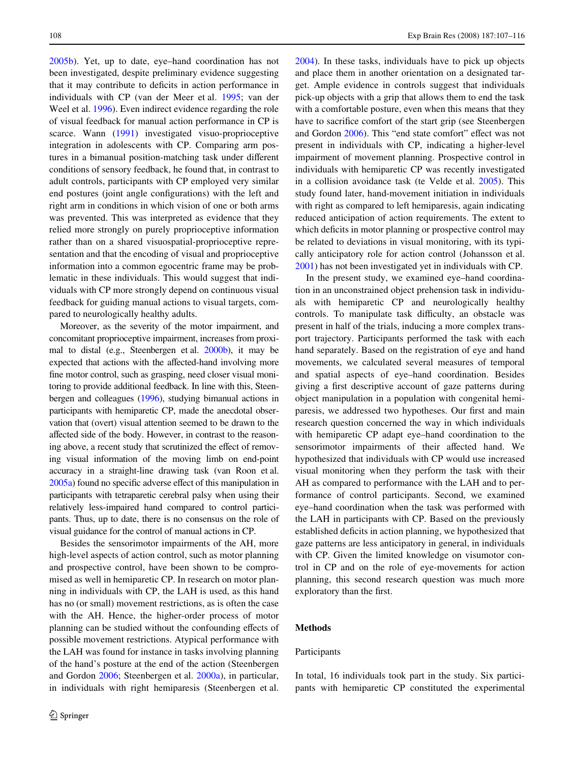2005b). Yet, up to date, eye–hand coordination has not been investigated, despite preliminary evidence suggesting that it may contribute to deficits in action performance in individuals with CP (van der Meer et al. 1995; van der Weel et al. 1996). Even indirect evidence regarding the role of visual feedback for manual action performance in CP is scarce. Wann (1991) investigated visuo-proprioceptive integration in adolescents with CP. Comparing arm postures in a bimanual position-matching task under different conditions of sensory feedback, he found that, in contrast to adult controls, participants with CP employed very similar end postures (joint angle configurations) with the left and right arm in conditions in which vision of one or both arms was prevented. This was interpreted as evidence that they relied more strongly on purely proprioceptive information rather than on a shared visuospatial-proprioceptive representation and that the encoding of visual and proprioceptive information into a common egocentric frame may be problematic in these individuals. This would suggest that individuals with CP more strongly depend on continuous visual feedback for guiding manual actions to visual targets, compared to neurologically healthy adults.

Moreover, as the severity of the motor impairment, and concomitant proprioceptive impairment, increases from proximal to distal (e.g., Steenbergen et al. 2000b), it may be expected that actions with the affected-hand involving more fine motor control, such as grasping, need closer visual monitoring to provide additional feedback. In line with this, Steenbergen and colleagues (1996), studying bimanual actions in participants with hemiparetic CP, made the anecdotal observation that (overt) visual attention seemed to be drawn to the affected side of the body. However, in contrast to the reasoning above, a recent study that scrutinized the effect of removing visual information of the moving limb on end-point accuracy in a straight-line drawing task (van Roon et al. 2005a) found no specific adverse effect of this manipulation in participants with tetraparetic cerebral palsy when using their relatively less-impaired hand compared to control participants. Thus, up to date, there is no consensus on the role of visual guidance for the control of manual actions in CP.

Besides the sensorimotor impairments of the AH, more high-level aspects of action control, such as motor planning and prospective control, have been shown to be compromised as well in hemiparetic CP. In research on motor planning in individuals with CP, the LAH is used, as this hand has no (or small) movement restrictions, as is often the case with the AH. Hence, the higher-order process of motor planning can be studied without the confounding effects of possible movement restrictions. Atypical performance with the LAH was found for instance in tasks involving planning of the hand's posture at the end of the action (Steenbergen and Gordon 2006; Steenbergen et al. 2000a), in particular, in individuals with right hemiparesis (Steenbergen et al. 2004). In these tasks, individuals have to pick up objects and place them in another orientation on a designated target. Ample evidence in controls suggest that individuals pick-up objects with a grip that allows them to end the task with a comfortable posture, even when this means that they have to sacrifice comfort of the start grip (see Steenbergen and Gordon 2006). This "end state comfort" effect was not present in individuals with CP, indicating a higher-level impairment of movement planning. Prospective control in individuals with hemiparetic CP was recently investigated in a collision avoidance task (te Velde et al. 2005). This study found later, hand-movement initiation in individuals with right as compared to left hemiparesis, again indicating reduced anticipation of action requirements. The extent to which deficits in motor planning or prospective control may be related to deviations in visual monitoring, with its typically anticipatory role for action control (Johansson et al. 2001) has not been investigated yet in individuals with CP.

In the present study, we examined eye–hand coordination in an unconstrained object prehension task in individuals with hemiparetic CP and neurologically healthy controls. To manipulate task difficulty, an obstacle was present in half of the trials, inducing a more complex transport trajectory. Participants performed the task with each hand separately. Based on the registration of eye and hand movements, we calculated several measures of temporal and spatial aspects of eye–hand coordination. Besides giving a first descriptive account of gaze patterns during object manipulation in a population with congenital hemiparesis, we addressed two hypotheses. Our first and main research question concerned the way in which individuals with hemiparetic CP adapt eye–hand coordination to the sensorimotor impairments of their affected hand. We hypothesized that individuals with CP would use increased visual monitoring when they perform the task with their AH as compared to performance with the LAH and to performance of control participants. Second, we examined eye–hand coordination when the task was performed with the LAH in participants with CP. Based on the previously established deficits in action planning, we hypothesized that gaze patterns are less anticipatory in general, in individuals with CP. Given the limited knowledge on visumotor control in CP and on the role of eye-movements for action planning, this second research question was much more exploratory than the first.

## Methods

### Participants

In total, 16 individuals took part in the study. Six participants with hemiparetic CP constituted the experimental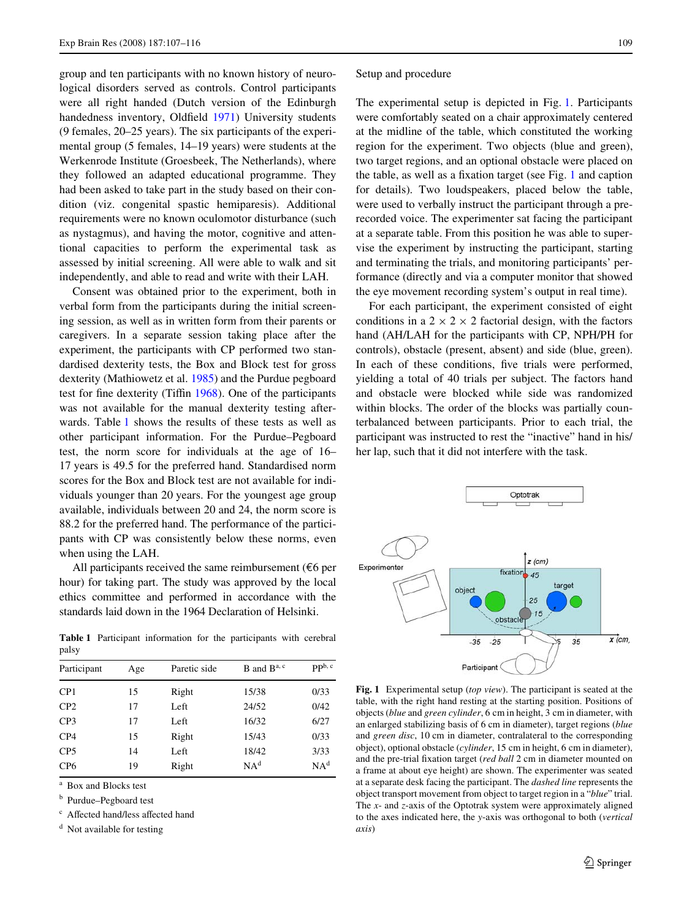group and ten participants with no known history of neurological disorders served as controls. Control participants were all right handed (Dutch version of the Edinburgh handedness inventory, Oldfield 1971) University students (9 females, 20–25 years). The six participants of the experimental group (5 females, 14–19 years) were students at the Werkenrode Institute (Groesbeek, The Netherlands), where they followed an adapted educational programme. They had been asked to take part in the study based on their condition (viz. congenital spastic hemiparesis). Additional requirements were no known oculomotor disturbance (such as nystagmus), and having the motor, cognitive and attentional capacities to perform the experimental task as assessed by initial screening. All were able to walk and sit independently, and able to read and write with their LAH.

Consent was obtained prior to the experiment, both in verbal form from the participants during the initial screening session, as well as in written form from their parents or caregivers. In a separate session taking place after the experiment, the participants with CP performed two standardised dexterity tests, the Box and Block test for gross dexterity (Mathiowetz et al. 1985) and the Purdue pegboard test for fine dexterity (Tiffin 1968). One of the participants was not available for the manual dexterity testing afterwards. Table 1 shows the results of these tests as well as other participant information. For the Purdue–Pegboard test, the norm score for individuals at the age of 16–17 years is 49.5 for the preferred hand. Standardised norm scores for the Box and Block test are not available for individuals younger than 20 years. For the youngest age group available, individuals between 20 and 24, the norm score is 88.2 for the preferred hand. The performance of the participants with CP was consistently below these norms, even when using the LAH.

All participants received the same reimbursement (€6 per hour) for taking part. The study was approved by the local ethics committee and performed in accordance with the standards laid down in the 1964 Declaration of Helsinki.

**Table 1** Participant information for the participants with cerebral palsy

| Participant | Age | Paretic side | B and B[a, c] | PP[b, c] |
|---|---|---|---|---|
| CP1 | 15 | Right | 15/38 | 0/33 |
| CP2 | 17 | Left | 24/52 | 0/42 |
| CP3 | 17 | Left | 16/32 | 6/27 |
| CP4 | 15 | Right | 15/43 | 0/33 |
| CP5 | 14 | Left | 18/42 | 3/33 |
| CP6 | 19 | Right | NA[d] | NA[d] |

[a] Box and Blocks test

[b] Purdue–Pegboard test

[c] Affected hand/less affected hand

[d] Not available for testing

## Setup and procedure

The experimental setup is depicted in Fig. 1. Participants were comfortably seated on a chair approximately centered at the midline of the table, which constituted the working region for the experiment. Two objects (blue and green), two target regions, and an optional obstacle were placed on the table, as well as a fixation target (see Fig. 1 and caption for details). Two loudspeakers, placed below the table, were used to verbally instruct the participant through a prerecorded voice. The experimenter sat facing the participant at a separate table. From this position he was able to supervise the experiment by instructing the participant, starting and terminating the trials, and monitoring participants' performance (directly and via a computer monitor that showed the eye movement recording system's output in real time).

For each participant, the experiment consisted of eight conditions in a 2 × 2 × 2 factorial design, with the factors hand (AH/LAH for the participants with CP, NPH/PH for controls), obstacle (present, absent) and side (blue, green). In each of these conditions, five trials were performed, yielding a total of 40 trials per subject. The factors hand and obstacle were blocked while side was randomized within blocks. The order of the blocks was partially counterbalanced between participants. Prior to each trial, the participant was instructed to rest the "inactive" hand in his/her lap, such that it did not interfere with the task.

**Fig. 1** Experimental setup (*top view*). The participant is seated at the table, with the right hand resting at the starting position. Positions of objects (*blue* and *green cylinder*, 6 cm in height, 3 cm in diameter, with an enlarged stabilizing basis of 6 cm in diameter), target regions (*blue* and *green disc*, 10 cm in diameter, contralateral to the corresponding object), optional obstacle (*cylinder*, 15 cm in height, 6 cm in diameter), and the pre-trial fixation target (*red ball* 2 cm in diameter mounted on a frame at about eye height) are shown. The experimenter was seated at a separate desk facing the participant. The *dashed line* represents the object transport movement from object to target region in a "*blue*" trial. The *x*- and *z*-axis of the Optotrak system were approximately aligned to the axes indicated here, the *y*-axis was orthogonal to both (*vertical axis*)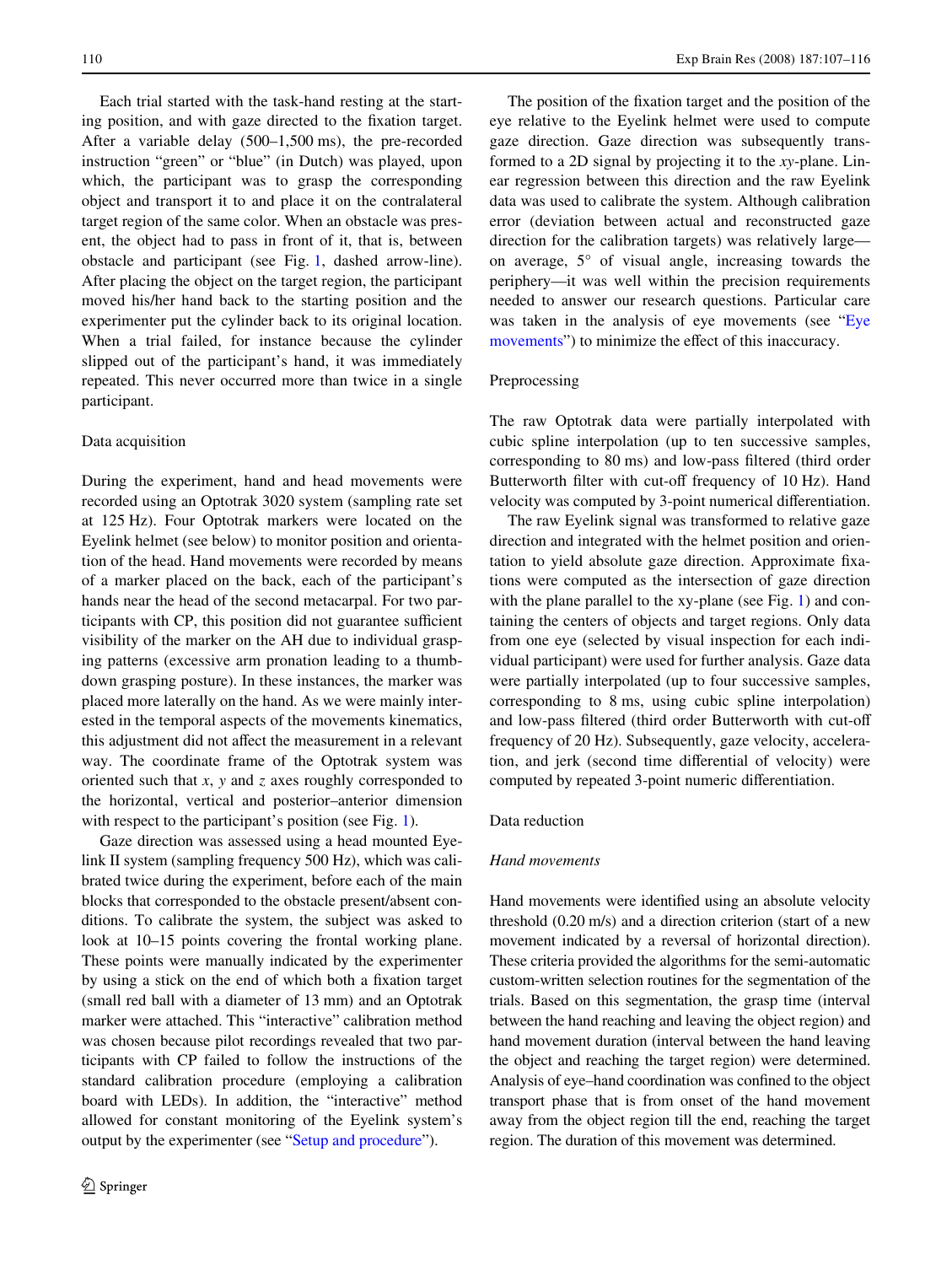Each trial started with the task-hand resting at the starting position, and with gaze directed to the fixation target. After a variable delay (500–1,500 ms), the pre-recorded instruction "green" or "blue" (in Dutch) was played, upon which, the participant was to grasp the corresponding object and transport it to and place it on the contralateral target region of the same color. When an obstacle was present, the object had to pass in front of it, that is, between obstacle and participant (see Fig. 1, dashed arrow-line). After placing the object on the target region, the participant moved his/her hand back to the starting position and the experimenter put the cylinder back to its original location. When a trial failed, for instance because the cylinder slipped out of the participant's hand, it was immediately repeated. This never occurred more than twice in a single participant.

### Data acquisition

During the experiment, hand and head movements were recorded using an Optotrak 3020 system (sampling rate set at 125 Hz). Four Optotrak markers were located on the Eyelink helmet (see below) to monitor position and orientation of the head. Hand movements were recorded by means of a marker placed on the back, each of the participant's hands near the head of the second metacarpal. For two participants with CP, this position did not guarantee sufficient visibility of the marker on the AH due to individual grasping patterns (excessive arm pronation leading to a thumb-down grasping posture). In these instances, the marker was placed more laterally on the hand. As we were mainly interested in the temporal aspects of the movements kinematics, this adjustment did not affect the measurement in a relevant way. The coordinate frame of the Optotrak system was oriented such that $x$, $y$ and $z$ axes roughly corresponded to the horizontal, vertical and posterior–anterior dimension with respect to the participant's position (see Fig. 1).

Gaze direction was assessed using a head mounted Eyelink II system (sampling frequency 500 Hz), which was calibrated twice during the experiment, before each of the main blocks that corresponded to the obstacle present/absent conditions. To calibrate the system, the subject was asked to look at 10–15 points covering the frontal working plane. These points were manually indicated by the experimenter by using a stick on the end of which both a fixation target (small red ball with a diameter of 13 mm) and an Optotrak marker were attached. This "interactive" calibration method was chosen because pilot recordings revealed that two participants with CP failed to follow the instructions of the standard calibration procedure (employing a calibration board with LEDs). In addition, the "interactive" method allowed for constant monitoring of the Eyelink system's output by the experimenter (see "Setup and procedure").

The position of the fixation target and the position of the eye relative to the Eyelink helmet were used to compute gaze direction. Gaze direction was subsequently transformed to a 2D signal by projecting it to the $xy$-plane. Linear regression between this direction and the raw Eyelink data was used to calibrate the system. Although calibration error (deviation between actual and reconstructed gaze direction for the calibration targets) was relatively large—on average, 5° of visual angle, increasing towards the periphery—it was well within the precision requirements needed to answer our research questions. Particular care was taken in the analysis of eye movements (see "Eye movements") to minimize the effect of this inaccuracy.

### Preprocessing

The raw Optotrak data were partially interpolated with cubic spline interpolation (up to ten successive samples, corresponding to 80 ms) and low-pass filtered (third order Butterworth filter with cut-off frequency of 10 Hz). Hand velocity was computed by 3-point numerical differentiation.

The raw Eyelink signal was transformed to relative gaze direction and integrated with the helmet position and orientation to yield absolute gaze direction. Approximate fixations were computed as the intersection of gaze direction with the plane parallel to the xy-plane (see Fig. 1) and containing the centers of objects and target regions. Only data from one eye (selected by visual inspection for each individual participant) were used for further analysis. Gaze data were partially interpolated (up to four successive samples, corresponding to 8 ms, using cubic spline interpolation) and low-pass filtered (third order Butterworth with cut-off frequency of 20 Hz). Subsequently, gaze velocity, acceleration, and jerk (second time differential of velocity) were computed by repeated 3-point numeric differentiation.

### Data reduction

#### *Hand movements*

Hand movements were identified using an absolute velocity threshold (0.20 m/s) and a direction criterion (start of a new movement indicated by a reversal of horizontal direction). These criteria provided the algorithms for the semi-automatic custom-written selection routines for the segmentation of the trials. Based on this segmentation, the grasp time (interval between the hand reaching and leaving the object region) and hand movement duration (interval between the hand leaving the object and reaching the target region) were determined. Analysis of eye–hand coordination was confined to the object transport phase that is from onset of the hand movement away from the object region till the end, reaching the target region. The duration of this movement was determined.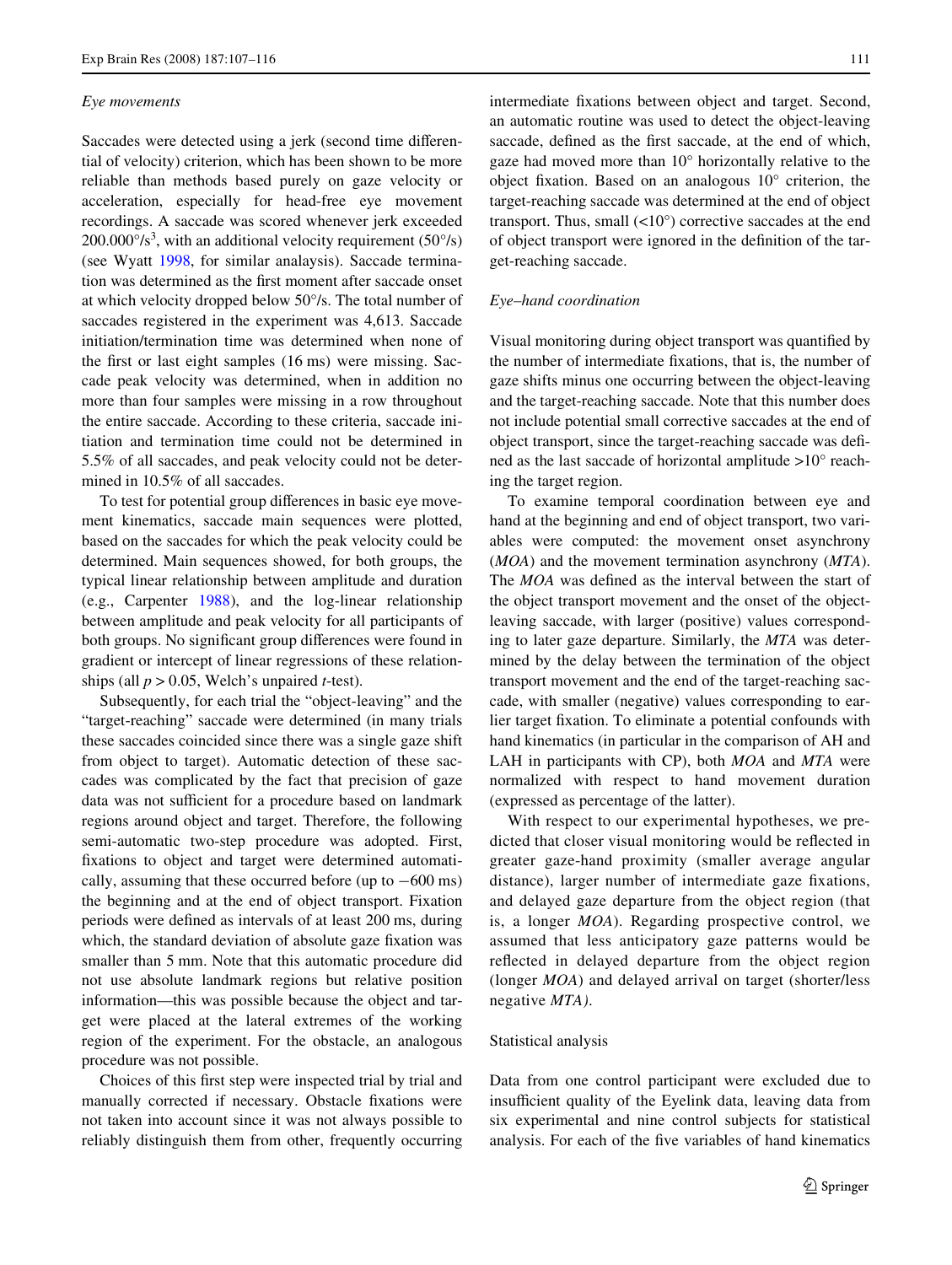### *Eye movements*

Saccades were detected using a jerk (second time differential of velocity) criterion, which has been shown to be more reliable than methods based purely on gaze velocity or acceleration, especially for head-free eye movement recordings. A saccade was scored whenever jerk exceeded $200.000°/s^3$, with an additional velocity requirement (50°/s) (see Wyatt 1998, for similar analaysis). Saccade termination was determined as the first moment after saccade onset at which velocity dropped below 50°/s. The total number of saccades registered in the experiment was 4,613. Saccade initiation/termination time was determined when none of the first or last eight samples (16 ms) were missing. Saccade peak velocity was determined, when in addition no more than four samples were missing in a row throughout the entire saccade. According to these criteria, saccade initiation and termination time could not be determined in 5.5% of all saccades, and peak velocity could not be determined in 10.5% of all saccades.

To test for potential group differences in basic eye movement kinematics, saccade main sequences were plotted, based on the saccades for which the peak velocity could be determined. Main sequences showed, for both groups, the typical linear relationship between amplitude and duration (e.g., Carpenter 1988), and the log-linear relationship between amplitude and peak velocity for all participants of both groups. No significant group differences were found in gradient or intercept of linear regressions of these relationships (all $p > 0.05$, Welch's unpaired *t*-test).

Subsequently, for each trial the "object-leaving" and the "target-reaching" saccade were determined (in many trials these saccades coincided since there was a single gaze shift from object to target). Automatic detection of these saccades was complicated by the fact that precision of gaze data was not sufficient for a procedure based on landmark regions around object and target. Therefore, the following semi-automatic two-step procedure was adopted. First, fixations to object and target were determined automatically, assuming that these occurred before (up to −600 ms) the beginning and at the end of object transport. Fixation periods were defined as intervals of at least 200 ms, during which, the standard deviation of absolute gaze fixation was smaller than 5 mm. Note that this automatic procedure did not use absolute landmark regions but relative position information—this was possible because the object and target were placed at the lateral extremes of the working region of the experiment. For the obstacle, an analogous procedure was not possible.

Choices of this first step were inspected trial by trial and manually corrected if necessary. Obstacle fixations were not taken into account since it was not always possible to reliably distinguish them from other, frequently occurring intermediate fixations between object and target. Second, an automatic routine was used to detect the object-leaving saccade, defined as the first saccade, at the end of which, gaze had moved more than 10° horizontally relative to the object fixation. Based on an analogous 10° criterion, the target-reaching saccade was determined at the end of object transport. Thus, small (<10°) corrective saccades at the end of object transport were ignored in the definition of the target-reaching saccade.

### *Eye–hand coordination*

Visual monitoring during object transport was quantified by the number of intermediate fixations, that is, the number of gaze shifts minus one occurring between the object-leaving and the target-reaching saccade. Note that this number does not include potential small corrective saccades at the end of object transport, since the target-reaching saccade was defined as the last saccade of horizontal amplitude >10° reaching the target region.

To examine temporal coordination between eye and hand at the beginning and end of object transport, two variables were computed: the movement onset asynchrony (*MOA*) and the movement termination asynchrony (*MTA*). The *MOA* was defined as the interval between the start of the object transport movement and the onset of the object-leaving saccade, with larger (positive) values corresponding to later gaze departure. Similarly, the *MTA* was determined by the delay between the termination of the object transport movement and the end of the target-reaching saccade, with smaller (negative) values corresponding to earlier target fixation. To eliminate a potential confounds with hand kinematics (in particular in the comparison of AH and LAH in participants with CP), both *MOA* and *MTA* were normalized with respect to hand movement duration (expressed as percentage of the latter).

With respect to our experimental hypotheses, we predicted that closer visual monitoring would be reflected in greater gaze-hand proximity (smaller average angular distance), larger number of intermediate gaze fixations, and delayed gaze departure from the object region (that is, a longer *MOA*). Regarding prospective control, we assumed that less anticipatory gaze patterns would be reflected in delayed departure from the object region (longer *MOA*) and delayed arrival on target (shorter/less negative *MTA).*

### Statistical analysis

Data from one control participant were excluded due to insufficient quality of the Eyelink data, leaving data from six experimental and nine control subjects for statistical analysis. For each of the five variables of hand kinematics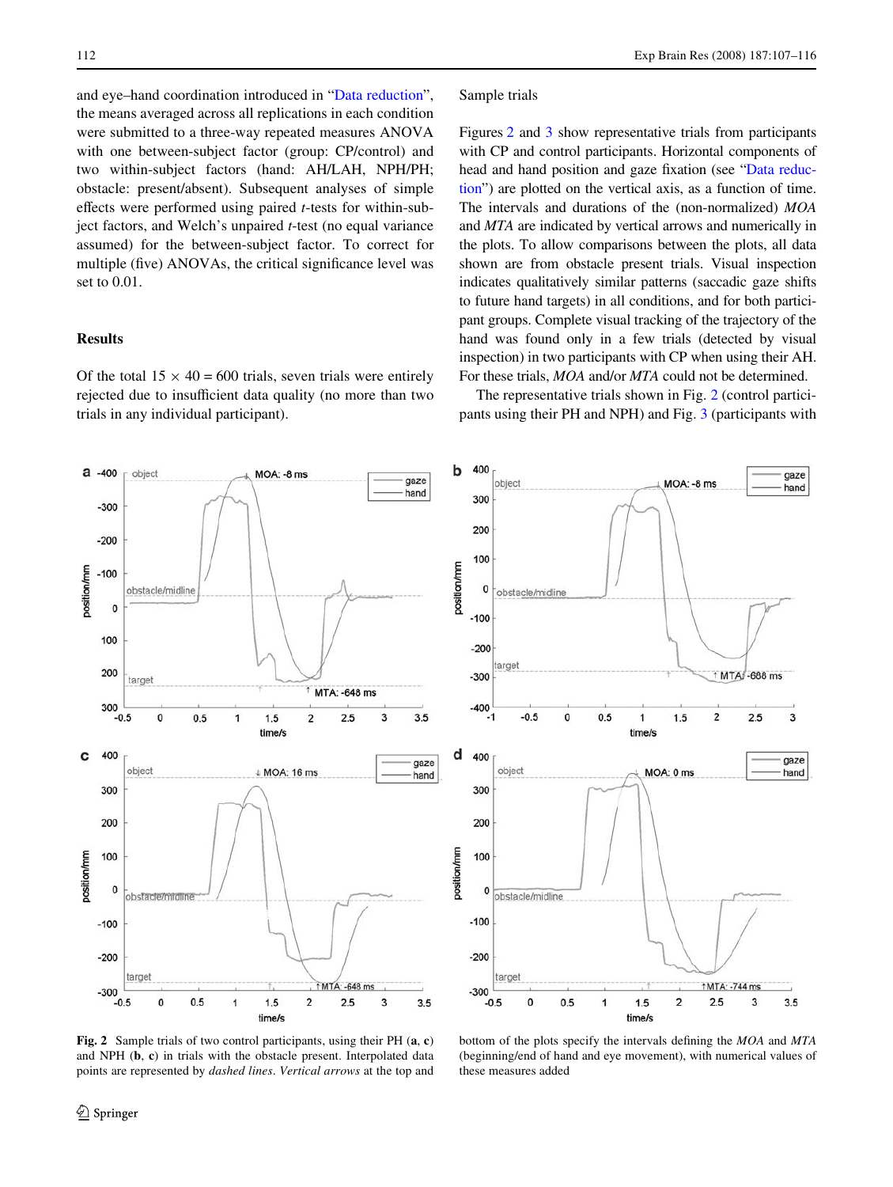and eye–hand coordination introduced in "Data reduction", the means averaged across all replications in each condition were submitted to a three-way repeated measures ANOVA with one between-subject factor (group: CP/control) and two within-subject factors (hand: AH/LAH, NPH/PH; obstacle: present/absent). Subsequent analyses of simple effects were performed using paired *t*-tests for within-subject factors, and Welch's unpaired *t*-test (no equal variance assumed) for the between-subject factor. To correct for multiple (five) ANOVAs, the critical significance level was set to 0.01.

## Results

Of the total $15 \times 40 = 600$ trials, seven trials were entirely rejected due to insufficient data quality (no more than two trials in any individual participant).

### Sample trials

Figures 2 and 3 show representative trials from participants with CP and control participants. Horizontal components of head and hand position and gaze fixation (see "Data reduction") are plotted on the vertical axis, as a function of time. The intervals and durations of the (non-normalized) *MOA* and *MTA* are indicated by vertical arrows and numerically in the plots. To allow comparisons between the plots, all data shown are from obstacle present trials. Visual inspection indicates qualitatively similar patterns (saccadic gaze shifts to future hand targets) in all conditions, and for both participant groups. Complete visual tracking of the trajectory of the hand was found only in a few trials (detected by visual inspection) in two participants with CP when using their AH. For these trials, *MOA* and/or *MTA* could not be determined.

The representative trials shown in Fig. 2 (control participants using their PH and NPH) and Fig. 3 (participants with

**Fig. 2** Sample trials of two control participants, using their PH (**a**, **c**) and NPH (**b**, **c**) in trials with the obstacle present. Interpolated data points are represented by *dashed lines*. *Vertical arrows* at the top and bottom of the plots specify the intervals defining the *MOA* and *MTA* (beginning/end of hand and eye movement), with numerical values of these measures added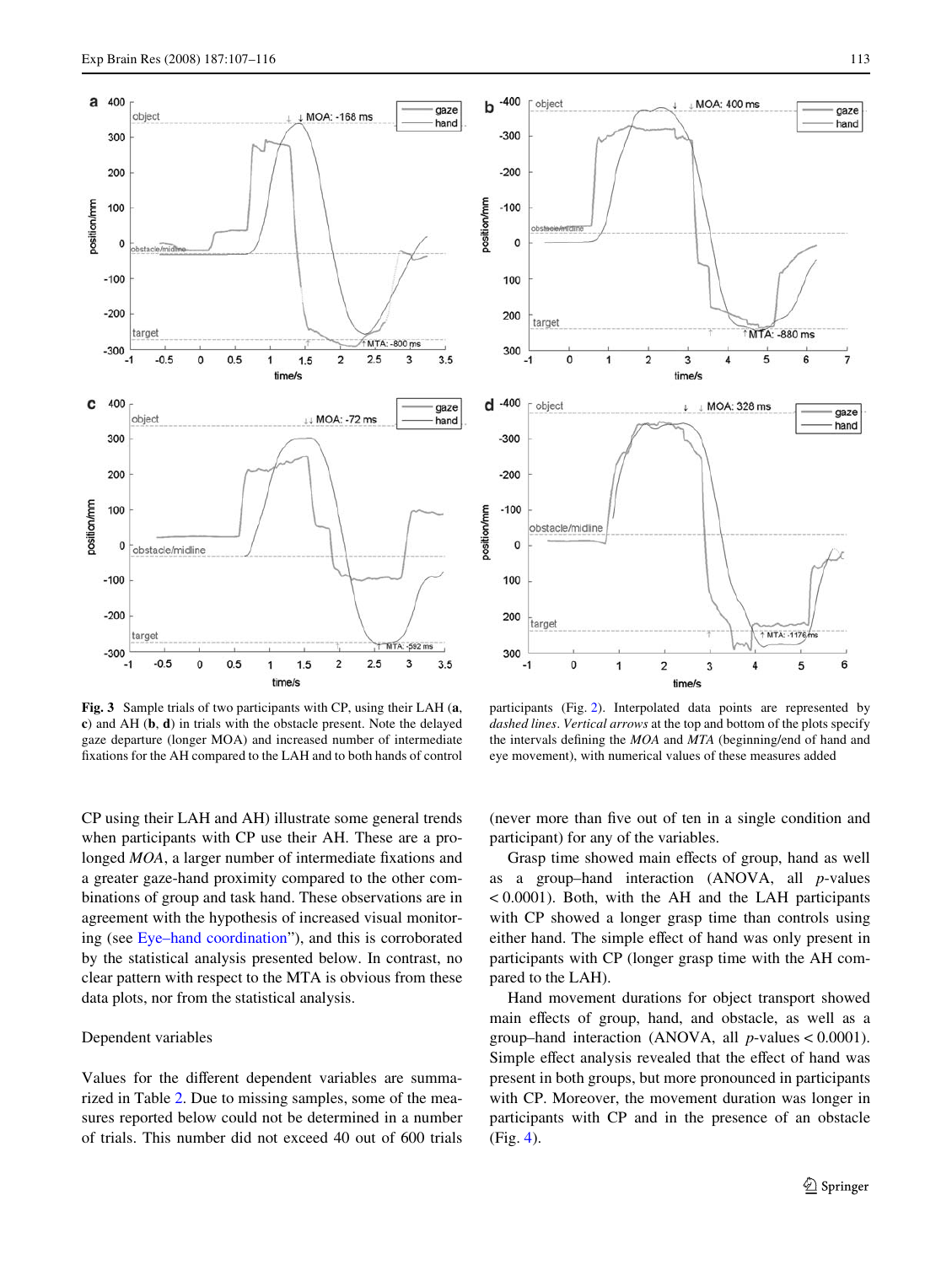**Fig. 3** Sample trials of two participants with CP, using their LAH (**a**, **c**) and AH (**b**, **d**) in trials with the obstacle present. Note the delayed gaze departure (longer MOA) and increased number of intermediate fixations for the AH compared to the LAH and to both hands of control participants (Fig. 2). Interpolated data points are represented by *dashed lines*. *Vertical arrows* at the top and bottom of the plots specify the intervals defining the *MOA* and *MTA* (beginning/end of hand and eye movement), with numerical values of these measures added

CP using their LAH and AH) illustrate some general trends when participants with CP use their AH. These are a prolonged *MOA*, a larger number of intermediate fixations and a greater gaze-hand proximity compared to the other combinations of group and task hand. These observations are in agreement with the hypothesis of increased visual monitoring (see Eye–hand coordination"), and this is corroborated by the statistical analysis presented below. In contrast, no clear pattern with respect to the MTA is obvious from these data plots, nor from the statistical analysis.

Dependent variables

Values for the different dependent variables are summarized in Table 2. Due to missing samples, some of the measures reported below could not be determined in a number of trials. This number did not exceed 40 out of 600 trials (never more than five out of ten in a single condition and participant) for any of the variables.

Grasp time showed main effects of group, hand as well as a group–hand interaction (ANOVA, all $p$-values $< 0.0001$). Both, with the AH and the LAH participants with CP showed a longer grasp time than controls using either hand. The simple effect of hand was only present in participants with CP (longer grasp time with the AH compared to the LAH).

Hand movement durations for object transport showed main effects of group, hand, and obstacle, as well as a group–hand interaction (ANOVA, all $p$-values $< 0.0001$). Simple effect analysis revealed that the effect of hand was present in both groups, but more pronounced in participants with CP. Moreover, the movement duration was longer in participants with CP and in the presence of an obstacle (Fig. 4).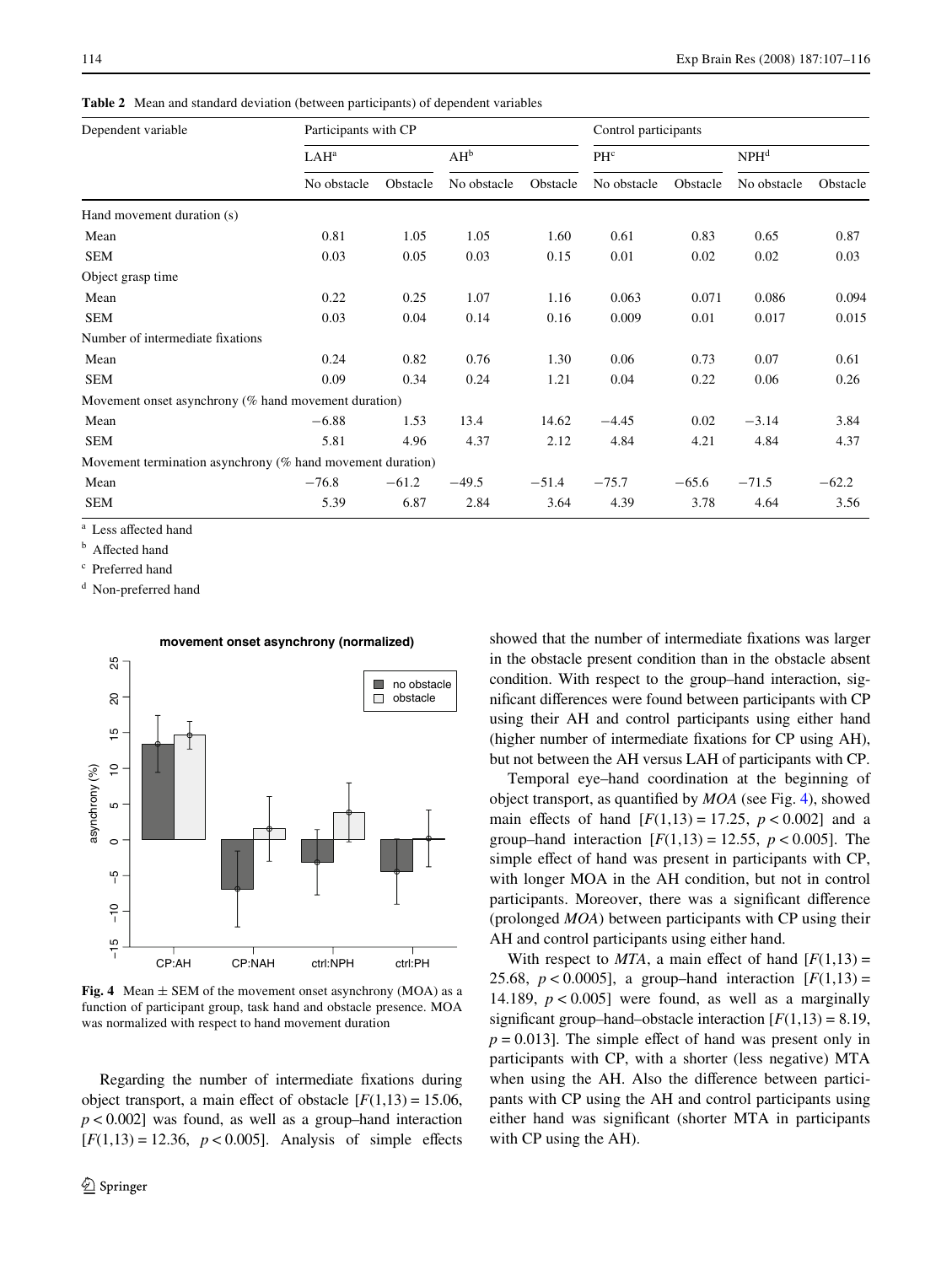**Table 2** Mean and standard deviation (between participants) of dependent variables

| Dependent variable | Participants with CP | | | | Control participants | | | |
|---|---|---|---|---|---|---|---|---|
| | LAH[a] | | AH[b] | | PH[c] | | NPH[d] | |
| | No obstacle | Obstacle | No obstacle | Obstacle | No obstacle | Obstacle | No obstacle | Obstacle |
| Hand movement duration (s) | | | | | | | | |
| Mean | 0.81 | 1.05 | 1.05 | 1.60 | 0.61 | 0.83 | 0.65 | 0.87 |
| SEM | 0.03 | 0.05 | 0.03 | 0.15 | 0.01 | 0.02 | 0.02 | 0.03 |
| Object grasp time | | | | | | | | |
| Mean | 0.22 | 0.25 | 1.07 | 1.16 | 0.063 | 0.071 | 0.086 | 0.094 |
| SEM | 0.03 | 0.04 | 0.14 | 0.16 | 0.009 | 0.01 | 0.017 | 0.015 |
| Number of intermediate fixations | | | | | | | | |
| Mean | 0.24 | 0.82 | 0.76 | 1.30 | 0.06 | 0.73 | 0.07 | 0.61 |
| SEM | 0.09 | 0.34 | 0.24 | 1.21 | 0.04 | 0.22 | 0.06 | 0.26 |
| Movement onset asynchrony (% hand movement duration) | | | | | | | | |
| Mean | −6.88 | 1.53 | 13.4 | 14.62 | −4.45 | 0.02 | −3.14 | 3.84 |
| SEM | 5.81 | 4.96 | 4.37 | 2.12 | 4.84 | 4.21 | 4.84 | 4.37 |
| Movement termination asynchrony (% hand movement duration) | | | | | | | | |
| Mean | −76.8 | −61.2 | −49.5 | −51.4 | −75.7 | −65.6 | −71.5 | −62.2 |
| SEM | 5.39 | 6.87 | 2.84 | 3.64 | 4.39 | 3.78 | 4.64 | 3.56 |

[a] Less affected hand

[b] Affected hand

[c] Preferred hand

[d] Non-preferred hand

**Fig. 4** Mean ± SEM of the movement onset asynchrony (MOA) as a function of participant group, task hand and obstacle presence. MOA was normalized with respect to hand movement duration

Regarding the number of intermediate fixations during object transport, a main effect of obstacle [$F(1,13) = 15.06$, $p < 0.002$] was found, as well as a group–hand interaction [$F(1,13) = 12.36$, $p < 0.005$]. Analysis of simple effects showed that the number of intermediate fixations was larger in the obstacle present condition than in the obstacle absent condition. With respect to the group–hand interaction, significant differences were found between participants with CP using their AH and control participants using either hand (higher number of intermediate fixations for CP using AH), but not between the AH versus LAH of participants with CP.

Temporal eye–hand coordination at the beginning of object transport, as quantified by *MOA* (see Fig. 4), showed main effects of hand [$F(1,13) = 17.25$, $p < 0.002$] and a group–hand interaction [$F(1,13) = 12.55$, $p < 0.005$]. The simple effect of hand was present in participants with CP, with longer MOA in the AH condition, but not in control participants. Moreover, there was a significant difference (prolonged *MOA*) between participants with CP using their AH and control participants using either hand.

With respect to *MTA*, a main effect of hand [$F(1,13) = 25.68$, $p < 0.0005$], a group–hand interaction [$F(1,13) = 14.189$, $p < 0.005$] were found, as well as a marginally significant group–hand–obstacle interaction [$F(1,13) = 8.19$, $p = 0.013$]. The simple effect of hand was present only in participants with CP, with a shorter (less negative) MTA when using the AH. Also the difference between participants with CP using the AH and control participants using either hand was significant (shorter MTA in participants with CP using the AH).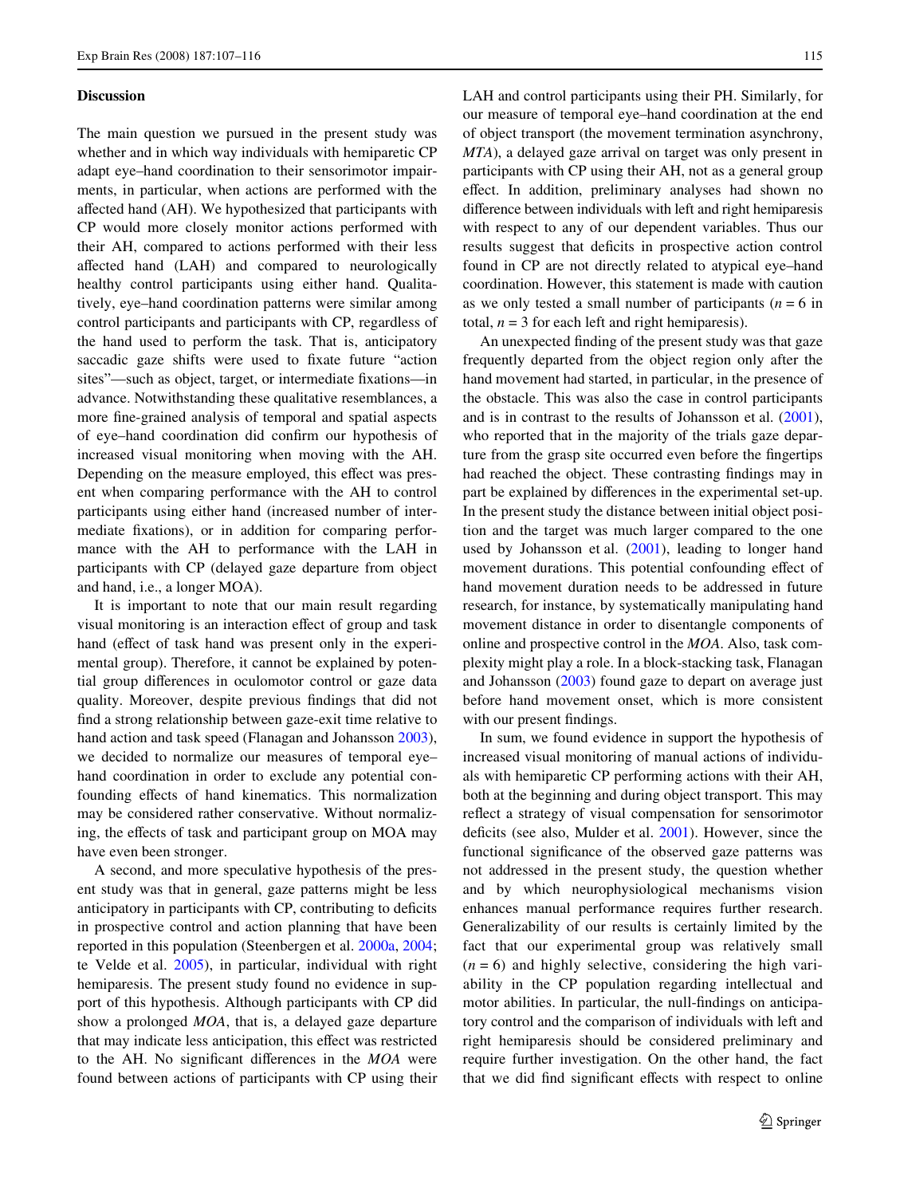## Discussion

The main question we pursued in the present study was whether and in which way individuals with hemiparetic CP adapt eye–hand coordination to their sensorimotor impairments, in particular, when actions are performed with the affected hand (AH). We hypothesized that participants with CP would more closely monitor actions performed with their AH, compared to actions performed with their less affected hand (LAH) and compared to neurologically healthy control participants using either hand. Qualitatively, eye–hand coordination patterns were similar among control participants and participants with CP, regardless of the hand used to perform the task. That is, anticipatory saccadic gaze shifts were used to fixate future "action sites"—such as object, target, or intermediate fixations—in advance. Notwithstanding these qualitative resemblances, a more fine-grained analysis of temporal and spatial aspects of eye–hand coordination did confirm our hypothesis of increased visual monitoring when moving with the AH. Depending on the measure employed, this effect was present when comparing performance with the AH to control participants using either hand (increased number of intermediate fixations), or in addition for comparing performance with the AH to performance with the LAH in participants with CP (delayed gaze departure from object and hand, i.e., a longer MOA).

It is important to note that our main result regarding visual monitoring is an interaction effect of group and task hand (effect of task hand was present only in the experimental group). Therefore, it cannot be explained by potential group differences in oculomotor control or gaze data quality. Moreover, despite previous findings that did not find a strong relationship between gaze-exit time relative to hand action and task speed (Flanagan and Johansson 2003), we decided to normalize our measures of temporal eye–hand coordination in order to exclude any potential confounding effects of hand kinematics. This normalization may be considered rather conservative. Without normalizing, the effects of task and participant group on MOA may have even been stronger.

A second, and more speculative hypothesis of the present study was that in general, gaze patterns might be less anticipatory in participants with CP, contributing to deficits in prospective control and action planning that have been reported in this population (Steenbergen et al. 2000a, 2004; te Velde et al. 2005), in particular, individual with right hemiparesis. The present study found no evidence in support of this hypothesis. Although participants with CP did show a prolonged *MOA*, that is, a delayed gaze departure that may indicate less anticipation, this effect was restricted to the AH. No significant differences in the *MOA* were found between actions of participants with CP using their LAH and control participants using their PH. Similarly, for our measure of temporal eye–hand coordination at the end of object transport (the movement termination asynchrony, *MTA*), a delayed gaze arrival on target was only present in participants with CP using their AH, not as a general group effect. In addition, preliminary analyses had shown no difference between individuals with left and right hemiparesis with respect to any of our dependent variables. Thus our results suggest that deficits in prospective action control found in CP are not directly related to atypical eye–hand coordination. However, this statement is made with caution as we only tested a small number of participants ($n = 6$ in total, $n = 3$ for each left and right hemiparesis).

An unexpected finding of the present study was that gaze frequently departed from the object region only after the hand movement had started, in particular, in the presence of the obstacle. This was also the case in control participants and is in contrast to the results of Johansson et al. (2001), who reported that in the majority of the trials gaze departure from the grasp site occurred even before the fingertips had reached the object. These contrasting findings may in part be explained by differences in the experimental set-up. In the present study the distance between initial object position and the target was much larger compared to the one used by Johansson et al. (2001), leading to longer hand movement durations. This potential confounding effect of hand movement duration needs to be addressed in future research, for instance, by systematically manipulating hand movement distance in order to disentangle components of online and prospective control in the *MOA*. Also, task complexity might play a role. In a block-stacking task, Flanagan and Johansson (2003) found gaze to depart on average just before hand movement onset, which is more consistent with our present findings.

In sum, we found evidence in support the hypothesis of increased visual monitoring of manual actions of individuals with hemiparetic CP performing actions with their AH, both at the beginning and during object transport. This may reflect a strategy of visual compensation for sensorimotor deficits (see also, Mulder et al. 2001). However, since the functional significance of the observed gaze patterns was not addressed in the present study, the question whether and by which neurophysiological mechanisms vision enhances manual performance requires further research. Generalizability of our results is certainly limited by the fact that our experimental group was relatively small ($n = 6$) and highly selective, considering the high variability in the CP population regarding intellectual and motor abilities. In particular, the null-findings on anticipatory control and the comparison of individuals with left and right hemiparesis should be considered preliminary and require further investigation. On the other hand, the fact that we did find significant effects with respect to online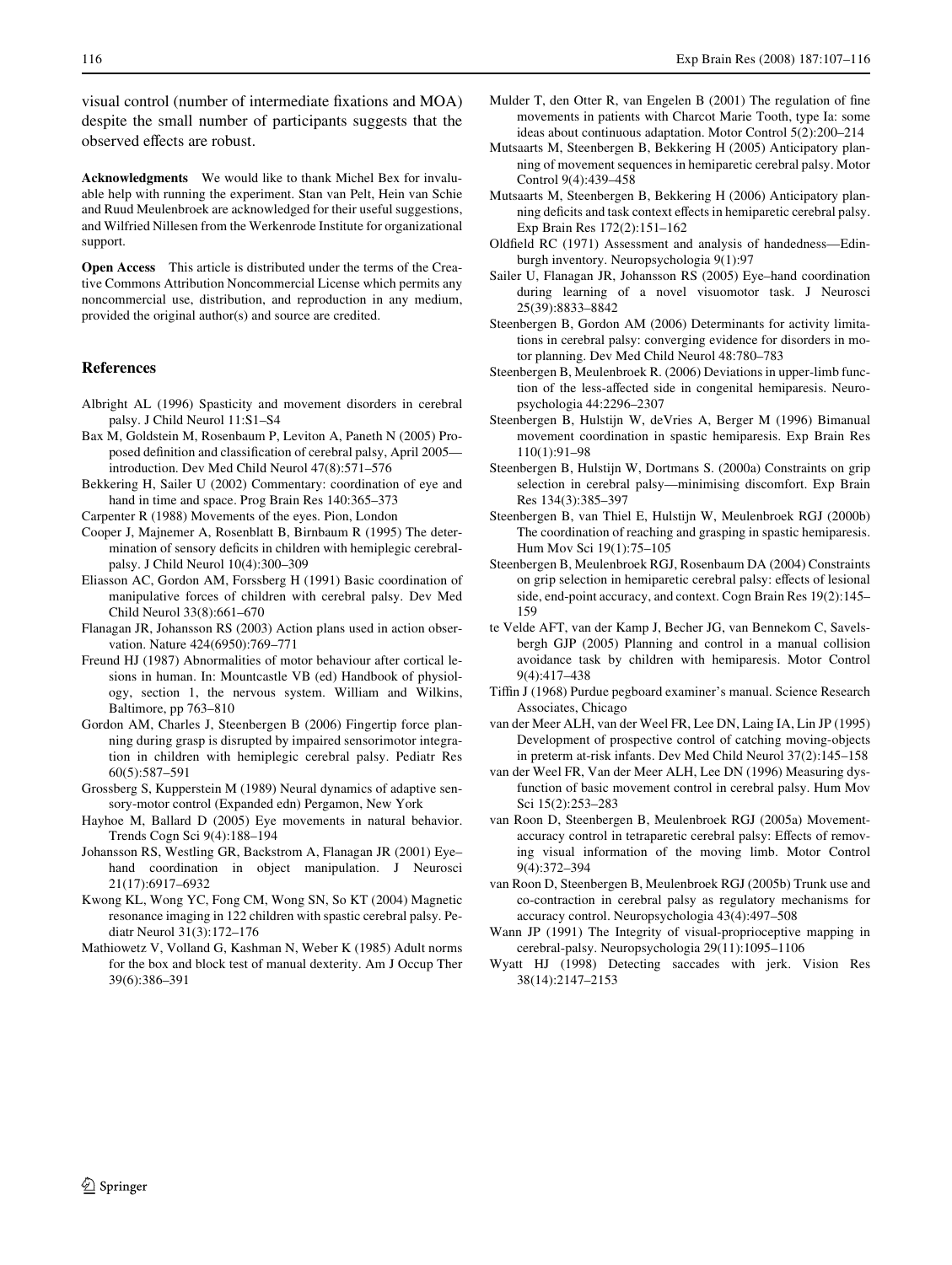visual control (number of intermediate fixations and MOA) despite the small number of participants suggests that the observed effects are robust.

**Acknowledgments** We would like to thank Michel Bex for invaluable help with running the experiment. Stan van Pelt, Hein van Schie and Ruud Meulenbroek are acknowledged for their useful suggestions, and Wilfried Nillesen from the Werkenrode Institute for organizational support.

**Open Access** This article is distributed under the terms of the Creative Commons Attribution Noncommercial License which permits any noncommercial use, distribution, and reproduction in any medium, provided the original author(s) and source are credited.

## References

Albright AL (1996) Spasticity and movement disorders in cerebral palsy. J Child Neurol 11:S1–S4

Bax M, Goldstein M, Rosenbaum P, Leviton A, Paneth N (2005) Proposed definition and classification of cerebral palsy, April 2005—introduction. Dev Med Child Neurol 47(8):571–576

Bekkering H, Sailer U (2002) Commentary: coordination of eye and hand in time and space. Prog Brain Res 140:365–373

Carpenter R (1988) Movements of the eyes. Pion, London

Cooper J, Majnemer A, Rosenblatt B, Birnbaum R (1995) The determination of sensory deficits in children with hemiplegic cerebral-palsy. J Child Neurol 10(4):300–309

Eliasson AC, Gordon AM, Forssberg H (1991) Basic coordination of manipulative forces of children with cerebral palsy. Dev Med Child Neurol 33(8):661–670

Flanagan JR, Johansson RS (2003) Action plans used in action observation. Nature 424(6950):769–771

Freund HJ (1987) Abnormalities of motor behaviour after cortical lesions in human. In: Mountcastle VB (ed) Handbook of physiology, section 1, the nervous system. William and Wilkins, Baltimore, pp 763–810

Gordon AM, Charles J, Steenbergen B (2006) Fingertip force planning during grasp is disrupted by impaired sensorimotor integration in children with hemiplegic cerebral palsy. Pediatr Res 60(5):587–591

Grossberg S, Kupperstein M (1989) Neural dynamics of adaptive sensory-motor control (Expanded edn) Pergamon, New York

Hayhoe M, Ballard D (2005) Eye movements in natural behavior. Trends Cogn Sci 9(4):188–194

Johansson RS, Westling GR, Backstrom A, Flanagan JR (2001) Eye–hand coordination in object manipulation. J Neurosci 21(17):6917–6932

Kwong KL, Wong YC, Fong CM, Wong SN, So KT (2004) Magnetic resonance imaging in 122 children with spastic cerebral palsy. Pediatr Neurol 31(3):172–176

Mathiowetz V, Volland G, Kashman N, Weber K (1985) Adult norms for the box and block test of manual dexterity. Am J Occup Ther 39(6):386–391

Mulder T, den Otter R, van Engelen B (2001) The regulation of fine movements in patients with Charcot Marie Tooth, type Ia: some ideas about continuous adaptation. Motor Control 5(2):200–214

Mutsaarts M, Steenbergen B, Bekkering H (2005) Anticipatory planning of movement sequences in hemiparetic cerebral palsy. Motor Control 9(4):439–458

Mutsaarts M, Steenbergen B, Bekkering H (2006) Anticipatory planning deficits and task context effects in hemiparetic cerebral palsy. Exp Brain Res 172(2):151–162

Oldfield RC (1971) Assessment and analysis of handedness—Edinburgh inventory. Neuropsychologia 9(1):97

Sailer U, Flanagan JR, Johansson RS (2005) Eye–hand coordination during learning of a novel visuomotor task. J Neurosci 25(39):8833–8842

Steenbergen B, Gordon AM (2006) Determinants for activity limitations in cerebral palsy: converging evidence for disorders in motor planning. Dev Med Child Neurol 48:780–783

Steenbergen B, Meulenbroek R. (2006) Deviations in upper-limb function of the less-affected side in congenital hemiparesis. Neuropsychologia 44:2296–2307

Steenbergen B, Hulstijn W, deVries A, Berger M (1996) Bimanual movement coordination in spastic hemiparesis. Exp Brain Res 110(1):91–98

Steenbergen B, Hulstijn W, Dortmans S. (2000a) Constraints on grip selection in cerebral palsy—minimising discomfort. Exp Brain Res 134(3):385–397

Steenbergen B, van Thiel E, Hulstijn W, Meulenbroek RGJ (2000b) The coordination of reaching and grasping in spastic hemiparesis. Hum Mov Sci 19(1):75–105

Steenbergen B, Meulenbroek RGJ, Rosenbaum DA (2004) Constraints on grip selection in hemiparetic cerebral palsy: effects of lesional side, end-point accuracy, and context. Cogn Brain Res 19(2):145–159

te Velde AFT, van der Kamp J, Becher JG, van Bennekom C, Savelsbergh GJP (2005) Planning and control in a manual collision avoidance task by children with hemiparesis. Motor Control 9(4):417–438

Tiffin J (1968) Purdue pegboard examiner's manual. Science Research Associates, Chicago

van der Meer ALH, van der Weel FR, Lee DN, Laing IA, Lin JP (1995) Development of prospective control of catching moving-objects in preterm at-risk infants. Dev Med Child Neurol 37(2):145–158

van der Weel FR, Van der Meer ALH, Lee DN (1996) Measuring dysfunction of basic movement control in cerebral palsy. Hum Mov Sci 15(2):253–283

van Roon D, Steenbergen B, Meulenbroek RGJ (2005a) Movement-accuracy control in tetraparetic cerebral palsy: Effects of removing visual information of the moving limb. Motor Control 9(4):372–394

van Roon D, Steenbergen B, Meulenbroek RGJ (2005b) Trunk use and co-contraction in cerebral palsy as regulatory mechanisms for accuracy control. Neuropsychologia 43(4):497–508

Wann JP (1991) The Integrity of visual-proprioceptive mapping in cerebral-palsy. Neuropsychologia 29(11):1095–1106

Wyatt HJ (1998) Detecting saccades with jerk. Vision Res 38(14):2147–2153